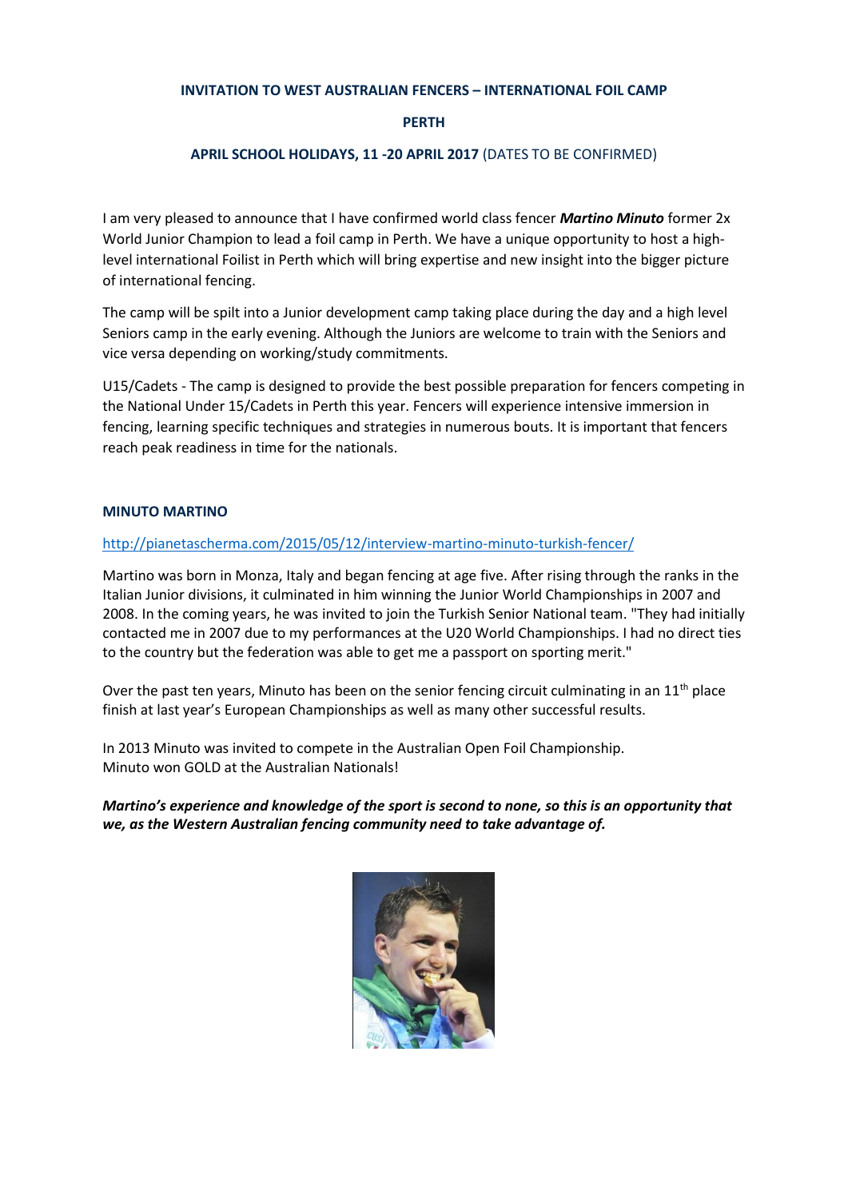**INVITATION TO WEST AUSTRALIAN FENCERS – INTERNATIONAL FOIL CAMP**

**PERTH**

**APRIL SCHOOL HOLIDAYS, 11 -20 APRIL 2017** (DATES TO BE CONFIRMED)

I am very pleased to announce that I have confirmed world class fencer ***Martino Minuto*** former 2x World Junior Champion to lead a foil camp in Perth. We have a unique opportunity to host a high-level international Foilist in Perth which will bring expertise and new insight into the bigger picture of international fencing.

The camp will be spilt into a Junior development camp taking place during the day and a high level Seniors camp in the early evening. Although the Juniors are welcome to train with the Seniors and vice versa depending on working/study commitments.

U15/Cadets - The camp is designed to provide the best possible preparation for fencers competing in the National Under 15/Cadets in Perth this year. Fencers will experience intensive immersion in fencing, learning specific techniques and strategies in numerous bouts. It is important that fencers reach peak readiness in time for the nationals.

**MINUTO MARTINO**

http://pianetascherma.com/2015/05/12/interview-martino-minuto-turkish-fencer/

Martino was born in Monza, Italy and began fencing at age five. After rising through the ranks in the Italian Junior divisions, it culminated in him winning the Junior World Championships in 2007 and 2008. In the coming years, he was invited to join the Turkish Senior National team. "They had initially contacted me in 2007 due to my performances at the U20 World Championships. I had no direct ties to the country but the federation was able to get me a passport on sporting merit."

Over the past ten years, Minuto has been on the senior fencing circuit culminating in an 11th place finish at last year's European Championships as well as many other successful results.

In 2013 Minuto was invited to compete in the Australian Open Foil Championship.
Minuto won GOLD at the Australian Nationals!

***Martino's experience and knowledge of the sport is second to none, so this is an opportunity that we, as the Western Australian fencing community need to take advantage of.***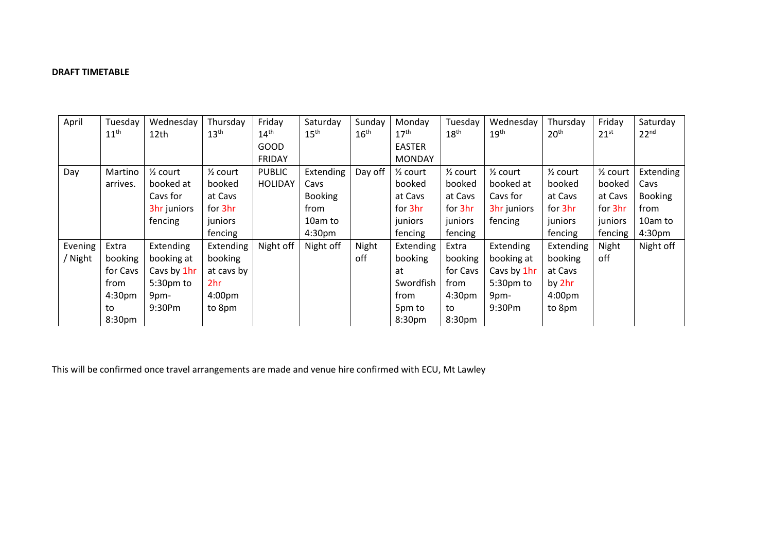**DRAFT TIMETABLE**

| April | Tuesday 11th | Wednesday 12th | Thursday 13th | Friday 14th GOOD FRIDAY | Saturday 15th | Sunday 16th | Monday 17th EASTER MONDAY | Tuesday 18th | Wednesday 19th | Thursday 20th | Friday 21st | Saturday 22nd |
|---|---|---|---|---|---|---|---|---|---|---|---|---|
| Day | Martino arrives. | ½ court booked at Cavs for 3hr juniors fencing | ½ court booked at Cavs for 3hr juniors fencing | PUBLIC HOLIDAY | Extending Cavs Booking from 10am to 4:30pm | Day off | ½ court booked at Cavs for 3hr juniors fencing | ½ court booked at Cavs for 3hr juniors fencing | ½ court booked at Cavs for 3hr juniors fencing | ½ court booked at Cavs for 3hr juniors fencing | ½ court booked at Cavs for 3hr juniors fencing | Extending Cavs Booking from 10am to 4:30pm |
| Evening / Night | Extra booking for Cavs from 4:30pm to 8:30pm | Extending booking at Cavs by 1hr 5:30pm to 9pm-9:30Pm | Extending booking at cavs by 2hr 4:00pm to 8pm | Night off | Night off | Night off | Extending booking at Swordfish from 5pm to 8:30pm | Extra booking for Cavs from 4:30pm to 8:30pm | Extending booking at Cavs by 1hr 5:30pm to 9pm-9:30Pm | Extending booking at Cavs by 2hr 4:00pm to 8pm | Night off | Night off |

This will be confirmed once travel arrangements are made and venue hire confirmed with ECU, Mt Lawley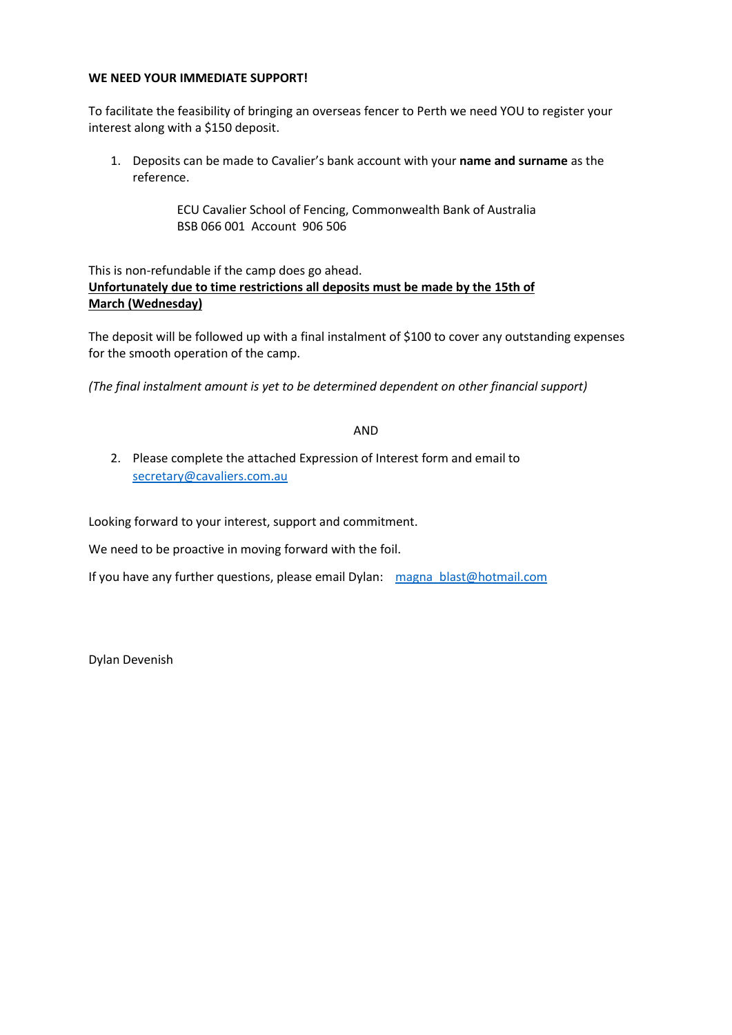**WE NEED YOUR IMMEDIATE SUPPORT!**

To facilitate the feasibility of bringing an overseas fencer to Perth we need YOU to register your interest along with a $150 deposit.

1. Deposits can be made to Cavalier's bank account with your **name and surname** as the reference.

    ECU Cavalier School of Fencing, Commonwealth Bank of Australia
    BSB 066 001 Account 906 506

This is non-refundable if the camp does go ahead.
**<u>Unfortunately due to time restrictions all deposits must be made by the 15th of March (Wednesday)</u>**

The deposit will be followed up with a final instalment of $100 to cover any outstanding expenses for the smooth operation of the camp.

*(The final instalment amount is yet to be determined dependent on other financial support)*

AND

2. Please complete the attached Expression of Interest form and email to [secretary@cavaliers.com.au](mailto:secretary@cavaliers.com.au)

Looking forward to your interest, support and commitment.

We need to be proactive in moving forward with the foil.

If you have any further questions, please email Dylan: [magna_blast@hotmail.com](mailto:magna_blast@hotmail.com)

Dylan Devenish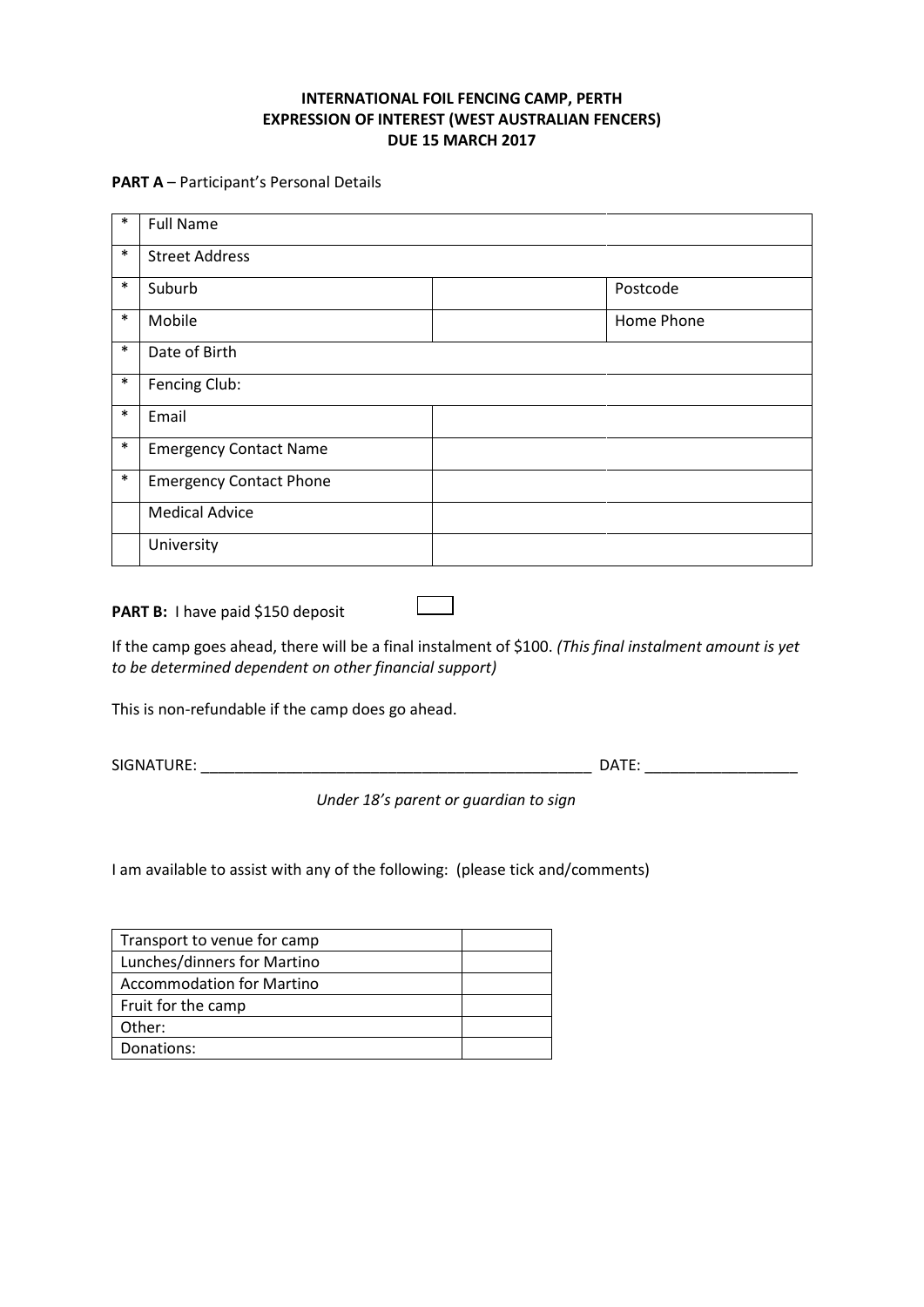**INTERNATIONAL FOIL FENCING CAMP, PERTH**
**EXPRESSION OF INTEREST (WEST AUSTRALIAN FENCERS)**
**DUE 15 MARCH 2017**

**PART A** – Participant's Personal Details

| | | | | |
|---|---|---|---|---|
| * | Full Name | | | |
| * | Street Address | | | |
| * | Suburb | | Postcode | |
| * | Mobile | | Home Phone | |
| * | Date of Birth | | | |
| * | Fencing Club: | | | |
| * | Email | | | |
| * | Emergency Contact Name | | | |
| * | Emergency Contact Phone | | | |
| | Medical Advice | | | |
| | University | | | |

**PART B:** I have paid $150 deposit ☐

If the camp goes ahead, there will be a final instalment of $100. *(This final instalment amount is yet to be determined dependent on other financial support)*

This is non-refundable if the camp does go ahead.

SIGNATURE: _______________________________________________ DATE: __________________

*Under 18's parent or guardian to sign*

I am available to assist with any of the following: (please tick and/comments)

| | |
|---|---|
| Transport to venue for camp | |
| Lunches/dinners for Martino | |
| Accommodation for Martino | |
| Fruit for the camp | |
| Other: | |
| Donations: | |